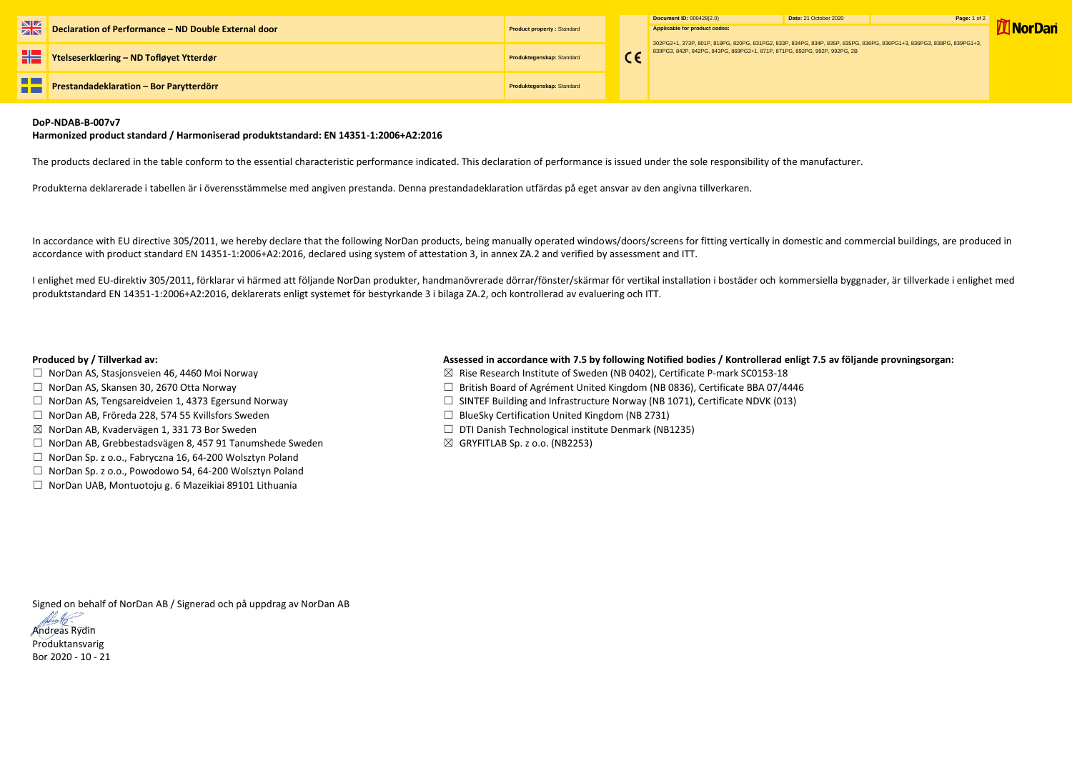| Declaration of Performance – ND Double External door | Product property : Standard |
| --- | --- |
| Ytelseserklœring – ND Tofløyet Ytterdør | Produktegenskap: Standard |
| Prestandadeklaration – Bor Parytterdörr | Produktegenskap: Standard |

CE

**Document ID:** 000428(2.0) **Date:** 21 October 2020

**Applicable for product codes:**

302PG2+1, 373P, 801P, 819PG, 820PG, 831PG2, 833P, 834PG, 834P, 835P, 835PG, 836PG, 836PG1+3, 836PG3, 838PG, 839PG1+3, 839PG3, 842P, 842PG, 843PG, 869PG2+1, 871P, 871PG, 892PG, 992P, 992PG, 2B

NorDan

**DoP-NDAB-B-007v7**

**Harmonized product standard / Harmoniserad produktstandard: EN 14351-1:2006+A2:2016**

The products declared in the table conform to the essential characteristic performance indicated. This declaration of performance is issued under the sole responsibility of the manufacturer.

Produkterna deklarerade i tabellen är i överensstämmelse med angiven prestanda. Denna prestandadeklaration utfärdas på eget ansvar av den angivna tillverkaren.

In accordance with EU directive 305/2011, we hereby declare that the following NorDan products, being manually operated windows/doors/screens for fitting vertically in domestic and commercial buildings, are produced in accordance with product standard EN 14351-1:2006+A2:2016, declared using system of attestation 3, in annex ZA.2 and verified by assessment and ITT.

I enlighet med EU-direktiv 305/2011, förklarar vi härmed att följande NorDan produkter, handmanövrerade dörrar/fönster/skärmar för vertikal installation i bostäder och kommersiella byggnader, är tillverkade i enlighet med produktstandard EN 14351-1:2006+A2:2016, deklarerats enligt systemet för bestyrkande 3 i bilaga ZA.2, och kontrollerad av evaluering och ITT.

**Produced by / Tillverkad av:**

- ☐ NorDan AS, Stasjonsveien 46, 4460 Moi Norway
- ☐ NorDan AS, Skansen 30, 2670 Otta Norway
- ☐ NorDan AS, Tengsareidveien 1, 4373 Egersund Norway
- ☐ NorDan AB, Fröreda 228, 574 55 Kvillsfors Sweden
- ☒ NorDan AB, Kvadervägen 1, 331 73 Bor Sweden
- ☐ NorDan AB, Grebbestadsvägen 8, 457 91 Tanumshede Sweden
- ☐ NorDan Sp. z o.o., Fabryczna 16, 64-200 Wolsztyn Poland
- ☐ NorDan Sp. z o.o., Powodowo 54, 64-200 Wolsztyn Poland
- ☐ NorDan UAB, Montuotoju g. 6 Mazeikiai 89101 Lithuania

**Assessed in accordance with 7.5 by following Notified bodies / Kontrollerad enligt 7.5 av följande provningsorgan:**

- ☒ Rise Research Institute of Sweden (NB 0402), Certificate P-mark SC0153-18
- ☐ British Board of Agrément United Kingdom (NB 0836), Certificate BBA 07/4446
- ☐ SINTEF Building and Infrastructure Norway (NB 1071), Certificate NDVK (013)
- ☐ BlueSky Certification United Kingdom (NB 2731)
- ☐ DTI Danish Technological institute Denmark (NB1235)
- ☒ GRYFITLAB Sp. z o.o. (NB2253)

Signed on behalf of NorDan AB / Signerad och på uppdrag av NorDan AB

Andreas Rydin
Produktansvarig
Bor 2020 - 10 - 21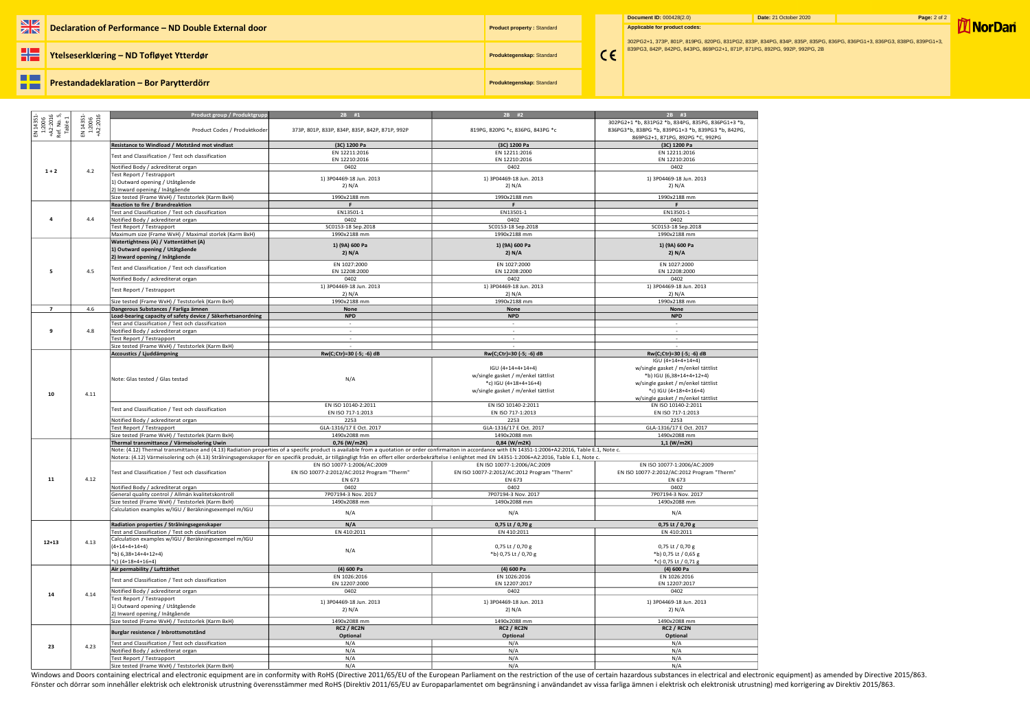# Declaration of Performance – ND Double External door

Product property : Standard

# Ytelseserklæring – ND Tofløyet Ytterdør

Produktegenskap: Standard

# Prestandadeklaration – Bor Parytterdörr

Produktegenskap: Standard

CE

**Document ID:** 000428(2.0) **Date:** 21 October 2020

**Applicable for product codes:**

302PG2+1, 373P, 801P, 819PG, 820PG, 831PG2, 833P, 834PG, 834P, 835P, 835PG, 836PG, 836PG1+3, 836PG3, 838PG, 839PG1+3, 839PG3, 842P, 842PG, 843PG, 869PG2+1, 871P, 871PG, 892PG, 992P, 992PG, 2B

NorDan

| EN 14351-1:2006 +A2:2016 Ref. No. 5, Table 1 | EN 14351-1:2006 +A2:2016 | Product group / Produktgrupp | 2B #1 | 2B #2 | 2B #3 |
|---|---|---|---|---|---|
| | | Product Codes / Produktkoder | 373P, 801P, 833P, 834P, 835P, 842P, 871P, 992P | 819PG, 820PG *c, 836PG, 843PG *c | 302PG2+1 *b, 831PG2 *b, 834PG, 835PG, 836PG1+3 *b, 836PG3*b, 838PG *b, 839PG1+3 *b, 839PG3 *b, 842PG, 869PG2+1, 871PG, 892PG *C, 992PG |
| 1 + 2 | 4.2 | **Resistance to Windload / Motstånd mot vindlast** | **(3C) 1200 Pa** | **(3C) 1200 Pa** | **(3C) 1200 Pa** |
| | | Test and Classification / Test och classification | EN 12211:2016<br>EN 12210:2016 | EN 12211:2016<br>EN 12210:2016 | EN 12211:2016<br>EN 12210:2016 |
| | | Notified Body / ackrediterat organ | 0402 | 0402 | 0402 |
| | | Test Report / Testrapport<br>1) Outward opening / Utåtgående<br>2) Inward opening / Inåtgående | 1) 3P04469-18 Jun. 2013<br>2) N/A | 1) 3P04469-18 Jun. 2013<br>2) N/A | 1) 3P04469-18 Jun. 2013<br>2) N/A |
| | | Size tested (Frame WxH) / Teststorlek (Karm BxH) | 1990x2188 mm | 1990x2188 mm | 1990x2188 mm |
| 4 | 4.4 | **Reaction to fire / Brandreaktion** | **F** | **F** | **F** |
| | | Test and Classification / Test och classification | EN13501-1 | EN13501-1 | EN13501-1 |
| | | Notified Body / ackrediterat organ | 0402 | 0402 | 0402 |
| | | Test Report / Testrapport | SC0153-18 Sep.2018 | SC0153-18 Sep.2018 | SC0153-18 Sep.2018 |
| | | Maximum size (Frame WxH) / Maximal storlek (Karm BxH) | 1990x2188 mm | 1990x2188 mm | 1990x2188 mm |
| 5 | 4.5 | **Watertightness (A) / Vattentäthet (A)<br>1) Outward opening / Utåtgående<br>2) Inward opening / Inåtgående** | **1) (9A) 600 Pa<br>2) N/A** | **1) (9A) 600 Pa<br>2) N/A** | **1) (9A) 600 Pa<br>2) N/A** |
| | | Test and Classification / Test och classification | EN 1027:2000<br>EN 12208:2000 | EN 1027:2000<br>EN 12208:2000 | EN 1027:2000<br>EN 12208:2000 |
| | | Notified Body / ackrediterat organ | 0402 | 0402 | 0402 |
| | | Test Report / Testrapport | 1) 3P04469-18 Jun. 2013<br>2) N/A | 1) 3P04469-18 Jun. 2013<br>2) N/A | 1) 3P04469-18 Jun. 2013<br>2) N/A |
| | | Size tested (Frame WxH) / Teststorlek (Karm BxH) | 1990x2188 mm | 1990x2188 mm | 1990x2188 mm |
| 7 | 4.6 | **Dangerous Substances / Farliga ämnen** | **None** | **None** | **None** |
| 9 | 4.8 | **Load-bearing capacity of safety device / Säkerhetsanordning** | **NPD** | **NPD** | **NPD** |
| | | Test and Classification / Test och classification | - | - | - |
| | | Notified Body / ackrediterat organ | - | - | - |
| | | Test Report / Testrapport | - | - | - |
| | | Size tested (Frame WxH) / Teststorlek (Karm BxH) | | | |
| 10 | 4.11 | **Accoustics / Ljuddämpning** | **Rw(C;Ctr)=30 (-5; -6) dB** | **Rw(C;Ctr)=30 (-5; -6) dB** | **Rw(C;Ctr)=30 (-5; -6) dB** |
| | | Note: Glas tested / Glas testad | N/A | IGU (4+14+4+14+4)<br>w/single gasket / m/enkel tättlist<br>*c) IGU (4+18+4+16+4)<br>w/single gasket / m/enkel tättlist | IGU (4+14+4+14+4)<br>w/single gasket / m/enkel tättlist<br>*b) IGU (6,38+14+4+12+4)<br>w/single gasket / m/enkel tättlist<br>*c) IGU (4+18+4+16+4)<br>w/single gasket / m/enkel tättlist |
| | | Test and Classification / Test och classification | EN ISO 10140-2:2011<br>EN ISO 717-1:2013 | EN ISO 10140-2:2011<br>EN ISO 717-1:2013 | EN ISO 10140-2:2011<br>EN ISO 717-1:2013 |
| | | Notified Body / ackrediterat organ | 2253 | 2253 | 2253 |
| | | Test Report / Testrapport | GLA-1316/17 E Oct. 2017 | GLA-1316/17 E Oct. 2017 | GLA-1316/17 E Oct. 2017 |
| | | Size tested (Frame WxH) / Teststorlek (Karm BxH) | 1490x2088 mm | 1490x2088 mm | 1490x2088 mm |
| 11 | 4.12 | **Thermal transmittance / Värmeisolering Uwin** | **0,76 (W/m2K)** | **0,84 (W/m2K)** | **1,1 (W/m2K)** |
| | | Note: (4.12) Thermal transmittance and (4.13) Radiation properties of a specific product is available from a quotation or order confirmaiton in accordance with EN 14351-1:2006+A2:2016, Table E.1, Note c.<br>Notera: (4.12) Värmeisolering och (4.13) Strålningsegenskaper för en specifik produkt, är tillgängligt från en offert eller orderbekräftelse I enlighet med EN 14351-1:2006+A2:2016, Table E.1, Note c. | | | |
| | | Test and Classification / Test och classification | EN ISO 10077-1:2006/AC:2009<br>EN ISO 10077-2:2012/AC:2012 Program "Therm"<br>EN 673 | EN ISO 10077-1:2006/AC:2009<br>EN ISO 10077-2:2012/AC:2012 Program "Therm"<br>EN 673 | EN ISO 10077-1:2006/AC:2009<br>EN ISO 10077-2:2012/AC:2012 Program "Therm"<br>EN 673 |
| | | Notified Body / ackrediterat organ | 0402 | 0402 | 0402 |
| | | General quality control / Allmän kvalitetskontroll | 7P07194-3 Nov. 2017 | 7P07194-3 Nov. 2017 | 7P07194-3 Nov. 2017 |
| | | Size tested (Frame WxH) / Teststorlek (Karm BxH) | 1490x2088 mm | 1490x2088 mm | 1490x2088 mm |
| | | Calculation examples w/IGU / Beräkningsexempel m/IGU | N/A | N/A | N/A |
| 12+13 | 4.13 | **Radiation properties / Strålningsegenskaper** | **N/A** | **0,75 Lt / 0,70 g** | **0,75 Lt / 0,70 g** |
| | | Test and Classification / Test och classification | EN 410:2011 | EN 410:2011 | EN 410:2011 |
| | | Calculation examples w/IGU / Beräkningsexempel m/IGU<br>(4+14+4+14+4)<br>*b) 6,38+14+4+12+4)<br>*c) (4+18+4+16+4) | N/A | 0,75 Lt / 0,70 g<br>*b) 0,75 Lt / 0,70 g | 0,75 Lt / 0,70 g<br>*b) 0,75 Lt / 0,65 g<br>*c) 0,75 Lt / 0,71 g |
| 14 | 4.14 | **Air permability / Lufttäthet** | **(4) 600 Pa** | **(4) 600 Pa** | **(4) 600 Pa** |
| | | Test and Classification / Test och classification | EN 1026:2016<br>EN 12207:2000 | EN 1026:2016<br>EN 12207:2017 | EN 1026:2016<br>EN 12207:2017 |
| | | Notified Body / ackrediterat organ | 0402 | 0402 | 0402 |
| | | Test Report / Testrapport<br>1) Outward opening / Utåtgående<br>2) Inward opening / Inåtgående | 1) 3P04469-18 Jun. 2013<br>2) N/A | 1) 3P04469-18 Jun. 2013<br>2) N/A | 1) 3P04469-18 Jun. 2013<br>2) N/A |
| | | Size tested (Frame WxH) / Teststorlek (Karm BxH) | 1490x2088 mm | 1490x2088 mm | 1490x2088 mm |
| 23 | 4.23 | **Burglar resistence / Inbrottsmotstånd** | **RC2 / RC2N<br>Optional** | **RC2 / RC2N<br>Optional** | **RC2 / RC2N<br>Optional** |
| | | Test and Classification / Test och classification | N/A | N/A | N/A |
| | | Notified Body / ackrediterat organ | N/A | N/A | N/A |
| | | Test Report / Testrapport | N/A | N/A | N/A |
| | | Size tested (Frame WxH) / Teststorlek (Karm BxH) | N/A | N/A | N/A |

Windows and Doors containing electrical and electronic equipment are in conformity with RoHS (Directive 2011/65/EU of the European Parliament on the restriction of the use of certain hazardous substances in electrical and electronic equipment) as amended by Directive 2015/863.

Fönster och dörrar som innehåller elektrisk och elektronisk utrustning överensstämmer med RoHS (Direktiv 2011/65/EU av Europaparlamentet om begränsning i användandet av vissa farliga ämnen i elektrisk och elektronisk utrustning) med korrigering av Direktiv 2015/863.